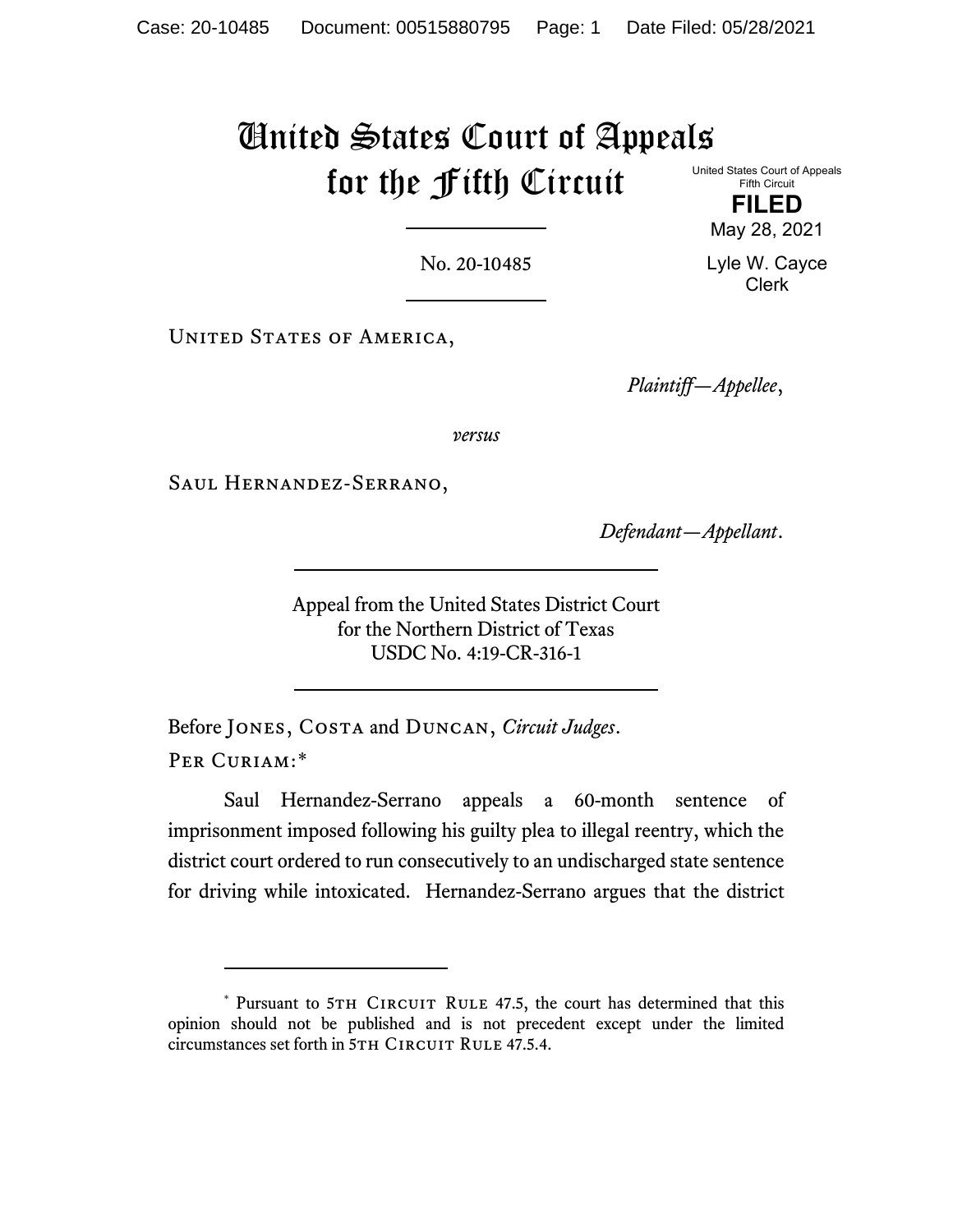Case: 20-10485 Document: 00515880795 Page: 1 Date Filed: 05/28/2021

# United States Court of Appeals for the Fifth Circuit

United States Court of Appeals
Fifth Circuit

**FILED**

May 28, 2021

Lyle W. Cayce
Clerk

No. 20-10485

United States of America,

*Plaintiff—Appellee*,

*versus*

Saul Hernandez-Serrano,

*Defendant—Appellant*.

Appeal from the United States District Court
for the Northern District of Texas
USDC No. 4:19-CR-316-1

Before Jones, Costa and Duncan, *Circuit Judges*.

Per Curiam:*

Saul Hernandez-Serrano appeals a 60-month sentence of imprisonment imposed following his guilty plea to illegal reentry, which the district court ordered to run consecutively to an undischarged state sentence for driving while intoxicated. Hernandez-Serrano argues that the district

\* Pursuant to 5th Circuit Rule 47.5, the court has determined that this opinion should not be published and is not precedent except under the limited circumstances set forth in 5th Circuit Rule 47.5.4.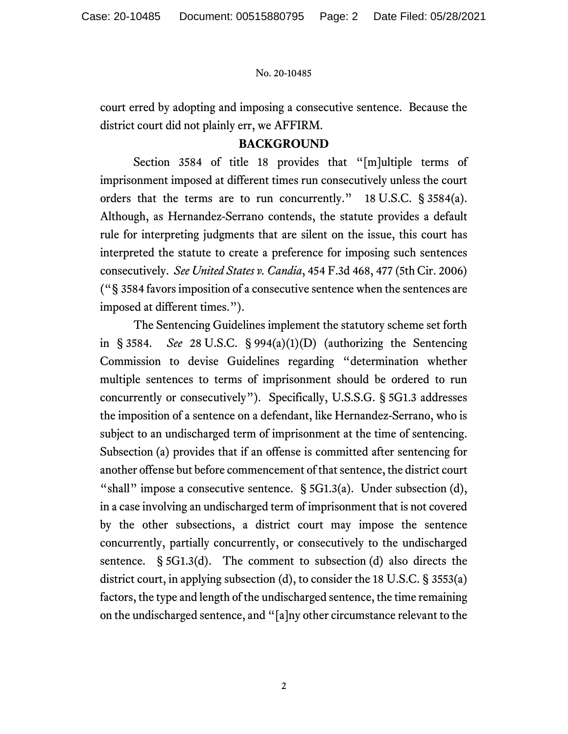court erred by adopting and imposing a consecutive sentence. Because the district court did not plainly err, we AFFIRM.

## BACKGROUND

Section 3584 of title 18 provides that "[m]ultiple terms of imprisonment imposed at different times run consecutively unless the court orders that the terms are to run concurrently." 18 U.S.C. § 3584(a). Although, as Hernandez-Serrano contends, the statute provides a default rule for interpreting judgments that are silent on the issue, this court has interpreted the statute to create a preference for imposing such sentences consecutively. *See United States v. Candia*, 454 F.3d 468, 477 (5th Cir. 2006) ("§ 3584 favors imposition of a consecutive sentence when the sentences are imposed at different times.").

The Sentencing Guidelines implement the statutory scheme set forth in § 3584. *See* 28 U.S.C. § 994(a)(1)(D) (authorizing the Sentencing Commission to devise Guidelines regarding "determination whether multiple sentences to terms of imprisonment should be ordered to run concurrently or consecutively"). Specifically, U.S.S.G. § 5G1.3 addresses the imposition of a sentence on a defendant, like Hernandez-Serrano, who is subject to an undischarged term of imprisonment at the time of sentencing. Subsection (a) provides that if an offense is committed after sentencing for another offense but before commencement of that sentence, the district court "shall" impose a consecutive sentence. § 5G1.3(a). Under subsection (d), in a case involving an undischarged term of imprisonment that is not covered by the other subsections, a district court may impose the sentence concurrently, partially concurrently, or consecutively to the undischarged sentence. § 5G1.3(d). The comment to subsection (d) also directs the district court, in applying subsection (d), to consider the 18 U.S.C. § 3553(a) factors, the type and length of the undischarged sentence, the time remaining on the undischarged sentence, and "[a]ny other circumstance relevant to the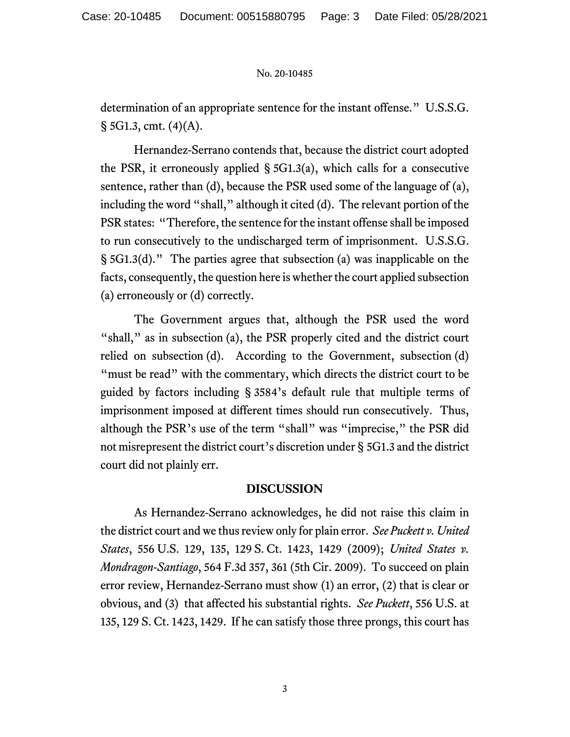determination of an appropriate sentence for the instant offense." U.S.S.G. § 5G1.3, cmt. (4)(A).

Hernandez-Serrano contends that, because the district court adopted the PSR, it erroneously applied § 5G1.3(a), which calls for a consecutive sentence, rather than (d), because the PSR used some of the language of (a), including the word "shall," although it cited (d). The relevant portion of the PSR states: "Therefore, the sentence for the instant offense shall be imposed to run consecutively to the undischarged term of imprisonment. U.S.S.G. § 5G1.3(d)." The parties agree that subsection (a) was inapplicable on the facts, consequently, the question here is whether the court applied subsection (a) erroneously or (d) correctly.

The Government argues that, although the PSR used the word "shall," as in subsection (a), the PSR properly cited and the district court relied on subsection (d). According to the Government, subsection (d) "must be read" with the commentary, which directs the district court to be guided by factors including § 3584's default rule that multiple terms of imprisonment imposed at different times should run consecutively. Thus, although the PSR's use of the term "shall" was "imprecise," the PSR did not misrepresent the district court's discretion under § 5G1.3 and the district court did not plainly err.

## DISCUSSION

As Hernandez-Serrano acknowledges, he did not raise this claim in the district court and we thus review only for plain error. *See Puckett v. United States*, 556 U.S. 129, 135, 129 S. Ct. 1423, 1429 (2009); *United States v. Mondragon-Santiago*, 564 F.3d 357, 361 (5th Cir. 2009). To succeed on plain error review, Hernandez-Serrano must show (1) an error, (2) that is clear or obvious, and (3) that affected his substantial rights. *See Puckett*, 556 U.S. at 135, 129 S. Ct. 1423, 1429. If he can satisfy those three prongs, this court has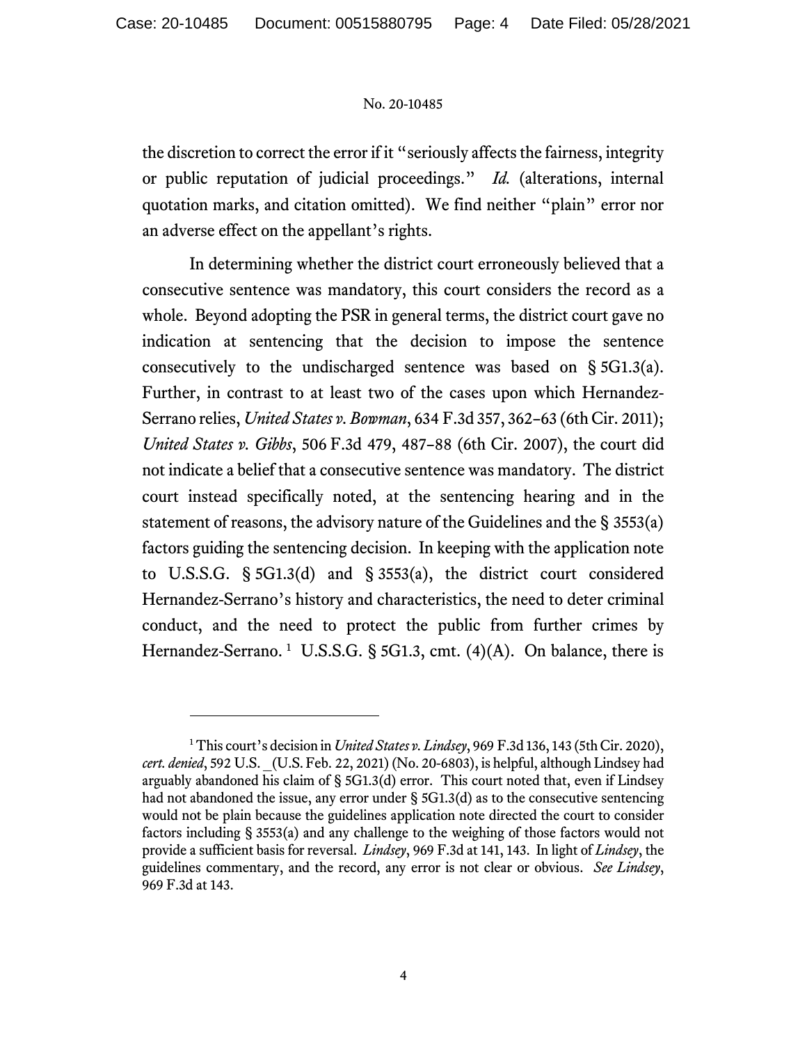the discretion to correct the error if it "seriously affects the fairness, integrity or public reputation of judicial proceedings." *Id.* (alterations, internal quotation marks, and citation omitted). We find neither "plain" error nor an adverse effect on the appellant's rights.

In determining whether the district court erroneously believed that a consecutive sentence was mandatory, this court considers the record as a whole. Beyond adopting the PSR in general terms, the district court gave no indication at sentencing that the decision to impose the sentence consecutively to the undischarged sentence was based on § 5G1.3(a). Further, in contrast to at least two of the cases upon which Hernandez-Serrano relies, *United States v. Bowman*, 634 F.3d 357, 362–63 (6th Cir. 2011); *United States v. Gibbs*, 506 F.3d 479, 487–88 (6th Cir. 2007), the court did not indicate a belief that a consecutive sentence was mandatory. The district court instead specifically noted, at the sentencing hearing and in the statement of reasons, the advisory nature of the Guidelines and the § 3553(a) factors guiding the sentencing decision. In keeping with the application note to U.S.S.G. § 5G1.3(d) and § 3553(a), the district court considered Hernandez-Serrano's history and characteristics, the need to deter criminal conduct, and the need to protect the public from further crimes by Hernandez-Serrano. [1] U.S.S.G. § 5G1.3, cmt. (4)(A). On balance, there is

---

[1] This court's decision in *United States v. Lindsey*, 969 F.3d 136, 143 (5th Cir. 2020), *cert. denied*, 592 U.S. _(U.S. Feb. 22, 2021) (No. 20-6803), is helpful, although Lindsey had arguably abandoned his claim of § 5G1.3(d) error. This court noted that, even if Lindsey had not abandoned the issue, any error under § 5G1.3(d) as to the consecutive sentencing would not be plain because the guidelines application note directed the court to consider factors including § 3553(a) and any challenge to the weighing of those factors would not provide a sufficient basis for reversal. *Lindsey*, 969 F.3d at 141, 143. In light of *Lindsey*, the guidelines commentary, and the record, any error is not clear or obvious. *See Lindsey*, 969 F.3d at 143.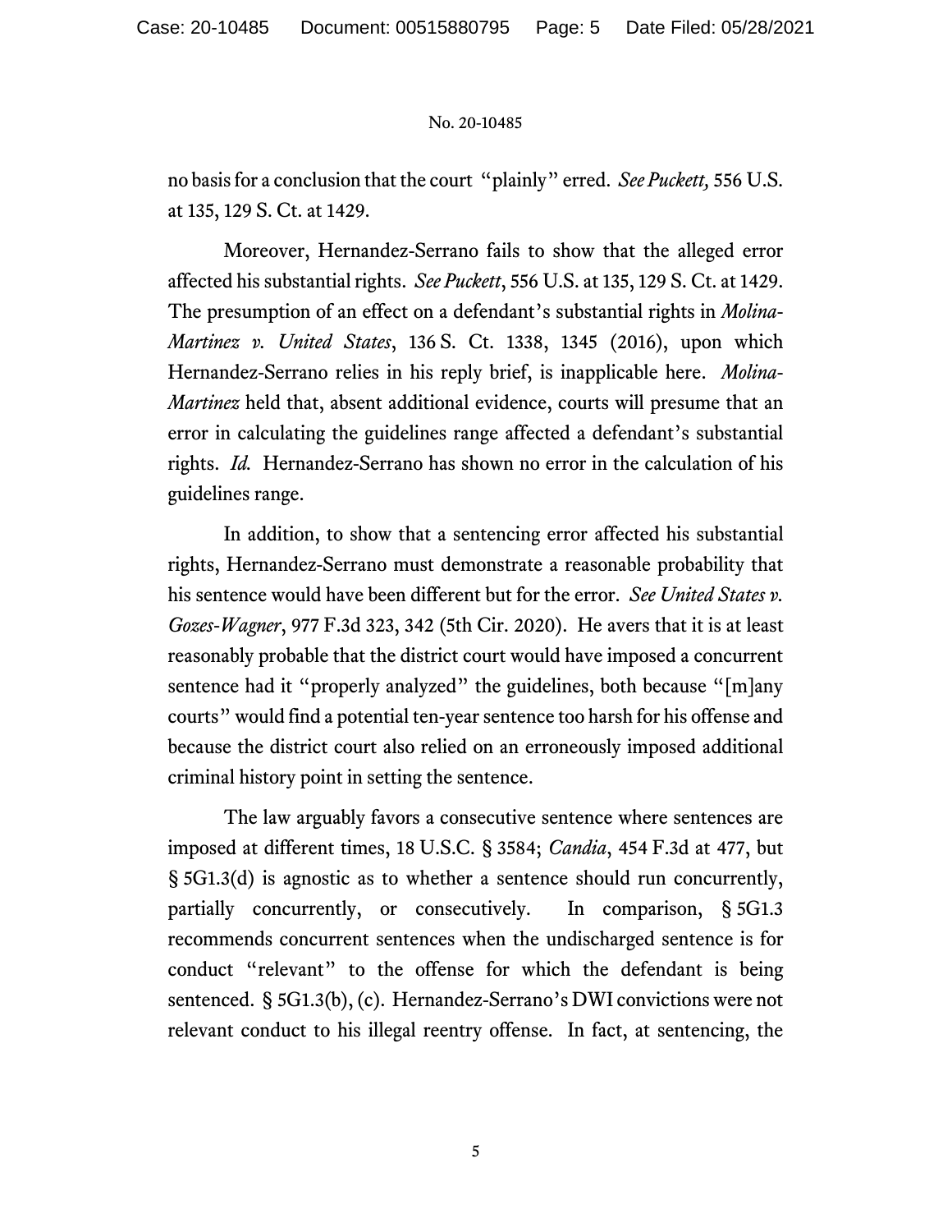no basis for a conclusion that the court "plainly" erred. *See Puckett,* 556 U.S. at 135, 129 S. Ct. at 1429.

Moreover, Hernandez-Serrano fails to show that the alleged error affected his substantial rights. *See Puckett*, 556 U.S. at 135, 129 S. Ct. at 1429. The presumption of an effect on a defendant's substantial rights in *Molina-Martinez v. United States*, 136 S. Ct. 1338, 1345 (2016), upon which Hernandez-Serrano relies in his reply brief, is inapplicable here. *Molina-Martinez* held that, absent additional evidence, courts will presume that an error in calculating the guidelines range affected a defendant's substantial rights. *Id.* Hernandez-Serrano has shown no error in the calculation of his guidelines range.

In addition, to show that a sentencing error affected his substantial rights, Hernandez-Serrano must demonstrate a reasonable probability that his sentence would have been different but for the error. *See United States v. Gozes-Wagner*, 977 F.3d 323, 342 (5th Cir. 2020). He avers that it is at least reasonably probable that the district court would have imposed a concurrent sentence had it "properly analyzed" the guidelines, both because "[m]any courts" would find a potential ten-year sentence too harsh for his offense and because the district court also relied on an erroneously imposed additional criminal history point in setting the sentence.

The law arguably favors a consecutive sentence where sentences are imposed at different times, 18 U.S.C. § 3584; *Candia*, 454 F.3d at 477, but § 5G1.3(d) is agnostic as to whether a sentence should run concurrently, partially concurrently, or consecutively. In comparison, § 5G1.3 recommends concurrent sentences when the undischarged sentence is for conduct "relevant" to the offense for which the defendant is being sentenced. § 5G1.3(b), (c). Hernandez-Serrano's DWI convictions were not relevant conduct to his illegal reentry offense. In fact, at sentencing, the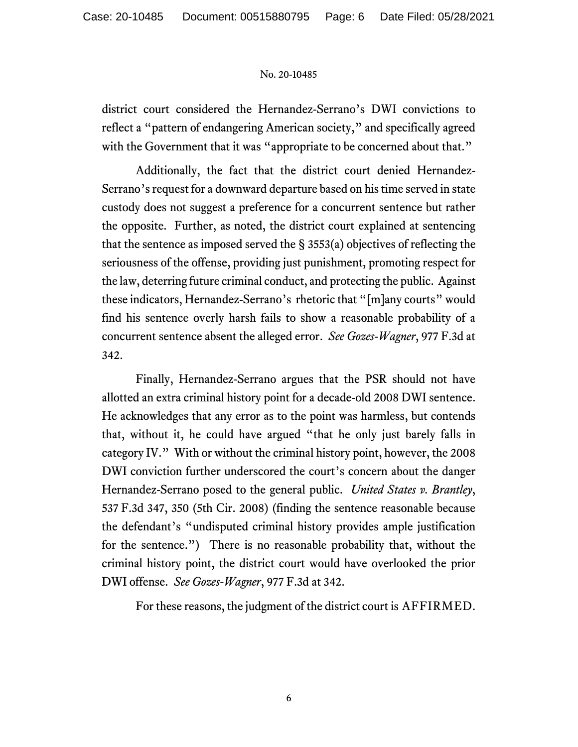district court considered the Hernandez-Serrano's DWI convictions to reflect a "pattern of endangering American society," and specifically agreed with the Government that it was "appropriate to be concerned about that."

Additionally, the fact that the district court denied Hernandez-Serrano's request for a downward departure based on his time served in state custody does not suggest a preference for a concurrent sentence but rather the opposite. Further, as noted, the district court explained at sentencing that the sentence as imposed served the § 3553(a) objectives of reflecting the seriousness of the offense, providing just punishment, promoting respect for the law, deterring future criminal conduct, and protecting the public. Against these indicators, Hernandez-Serrano's rhetoric that "[m]any courts" would find his sentence overly harsh fails to show a reasonable probability of a concurrent sentence absent the alleged error. *See Gozes-Wagner*, 977 F.3d at 342.

Finally, Hernandez-Serrano argues that the PSR should not have allotted an extra criminal history point for a decade-old 2008 DWI sentence. He acknowledges that any error as to the point was harmless, but contends that, without it, he could have argued "that he only just barely falls in category IV." With or without the criminal history point, however, the 2008 DWI conviction further underscored the court's concern about the danger Hernandez-Serrano posed to the general public. *United States v. Brantley*, 537 F.3d 347, 350 (5th Cir. 2008) (finding the sentence reasonable because the defendant's "undisputed criminal history provides ample justification for the sentence.") There is no reasonable probability that, without the criminal history point, the district court would have overlooked the prior DWI offense. *See Gozes-Wagner*, 977 F.3d at 342.

For these reasons, the judgment of the district court is AFFIRMED.